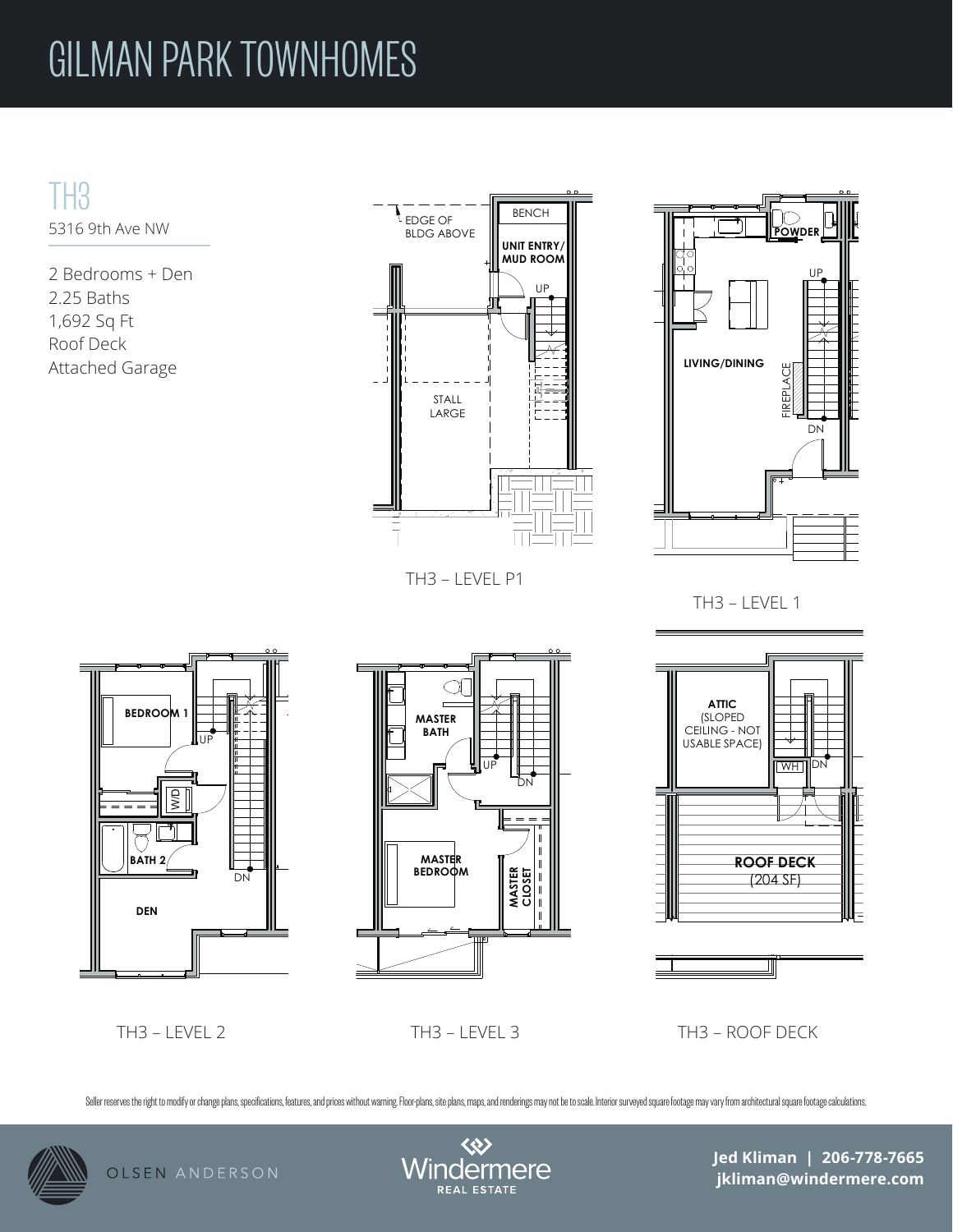# GILMAN PARK TOWNHOMES

## TH3

5316 9th Ave NW

2 Bedrooms + Den
2.25 Baths
1,692 Sq Ft
Roof Deck
Attached Garage

EDGE OF BLDG ABOVE

BENCH

UNIT ENTRY/ MUD ROOM

UP

STALL LARGE

TH3 – LEVEL P1

POWDER

UP

LIVING/DINING

FIREPLACE

DN

TH3 – LEVEL 1

BEDROOM 1

UP

W/D

BATH 2

DN

DEN

TH3 – LEVEL 2

MASTER BATH

UP

DN

MASTER BEDROOM

MASTER CLOSET

TH3 – LEVEL 3

ATTIC (SLOPED CEILING - NOT USABLE SPACE)

WH

DN

ROOF DECK (204 SF)

TH3 – ROOF DECK

Seller reserves the right to modify or change plans, specifications, features, and prices without warning. Floor-plans, site plans, maps, and renderings may not be to scale. Interior surveyed square footage may vary from architectural square footage calculations.

OLSEN ANDERSON

Windermere REAL ESTATE

**Jed Kliman | 206-778-7665**
**jkliman@windermere.com**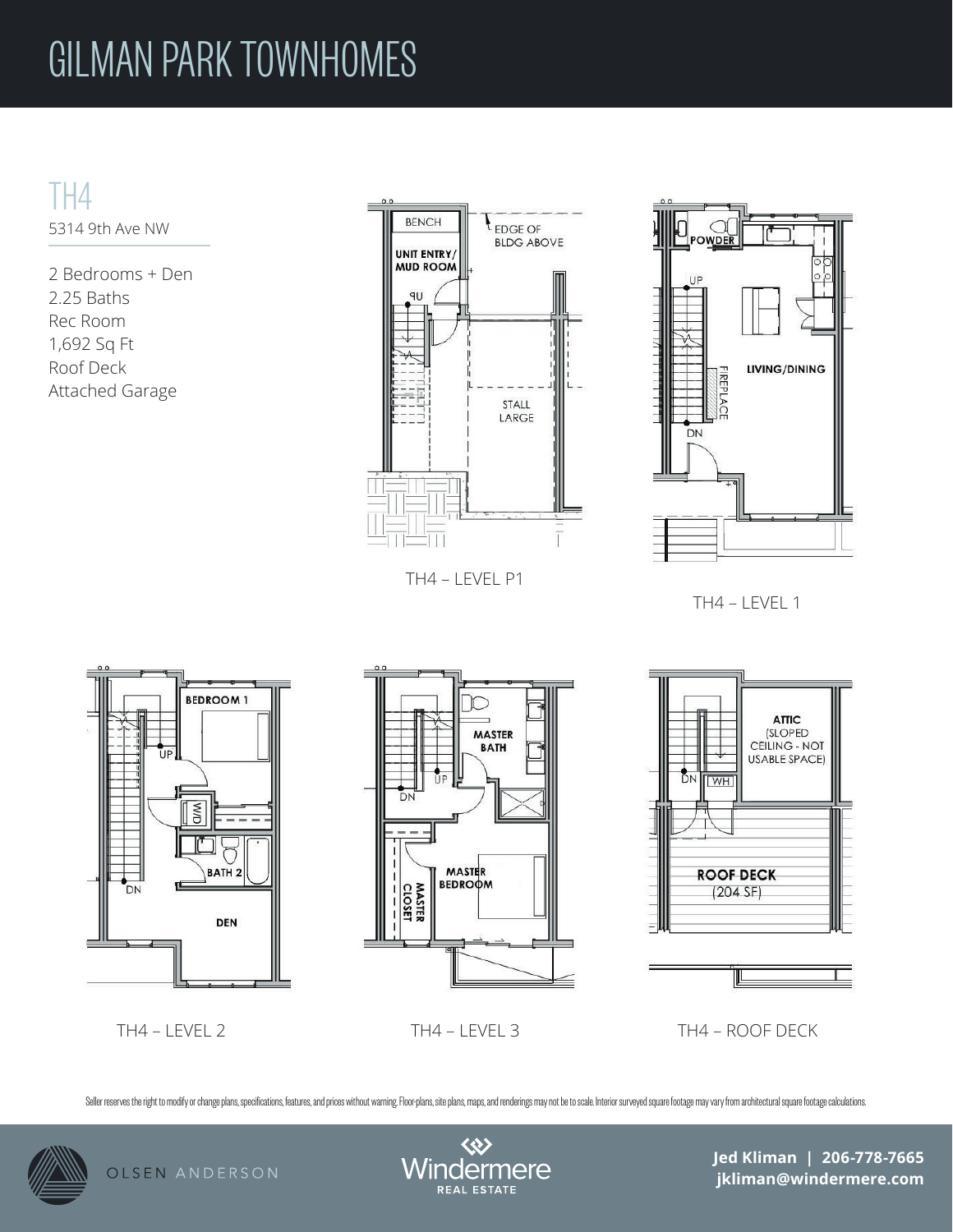# GILMAN PARK TOWNHOMES

## TH4

5314 9th Ave NW

2 Bedrooms + Den
2.25 Baths
Rec Room
1,692 Sq Ft
Roof Deck
Attached Garage

BENCH
UNIT ENTRY/ MUD ROOM
UP
EDGE OF BLDG ABOVE
STALL LARGE

TH4 – LEVEL P1

POWDER
UP
LIVING/DINING
FIREPLACE
DN

TH4 – LEVEL 1

BEDROOM 1
UP
W/D
BATH 2
DN
DEN

TH4 – LEVEL 2

MASTER BATH
UP
DN
MASTER BEDROOM
MASTER CLOSET

TH4 – LEVEL 3

ATTIC (SLOPED CEILING - NOT USABLE SPACE)
DN
WH
ROOF DECK (204 SF)

TH4 – ROOF DECK

Seller reserves the right to modify or change plans, specifications, features, and prices without warning. Floor-plans, site plans, maps, and renderings may not be to scale. Interior surveyed square footage may vary from architectural square footage calculations.

OLSEN ANDERSON

Windermere REAL ESTATE

**Jed Kliman | 206-778-7665**
**jkliman@windermere.com**